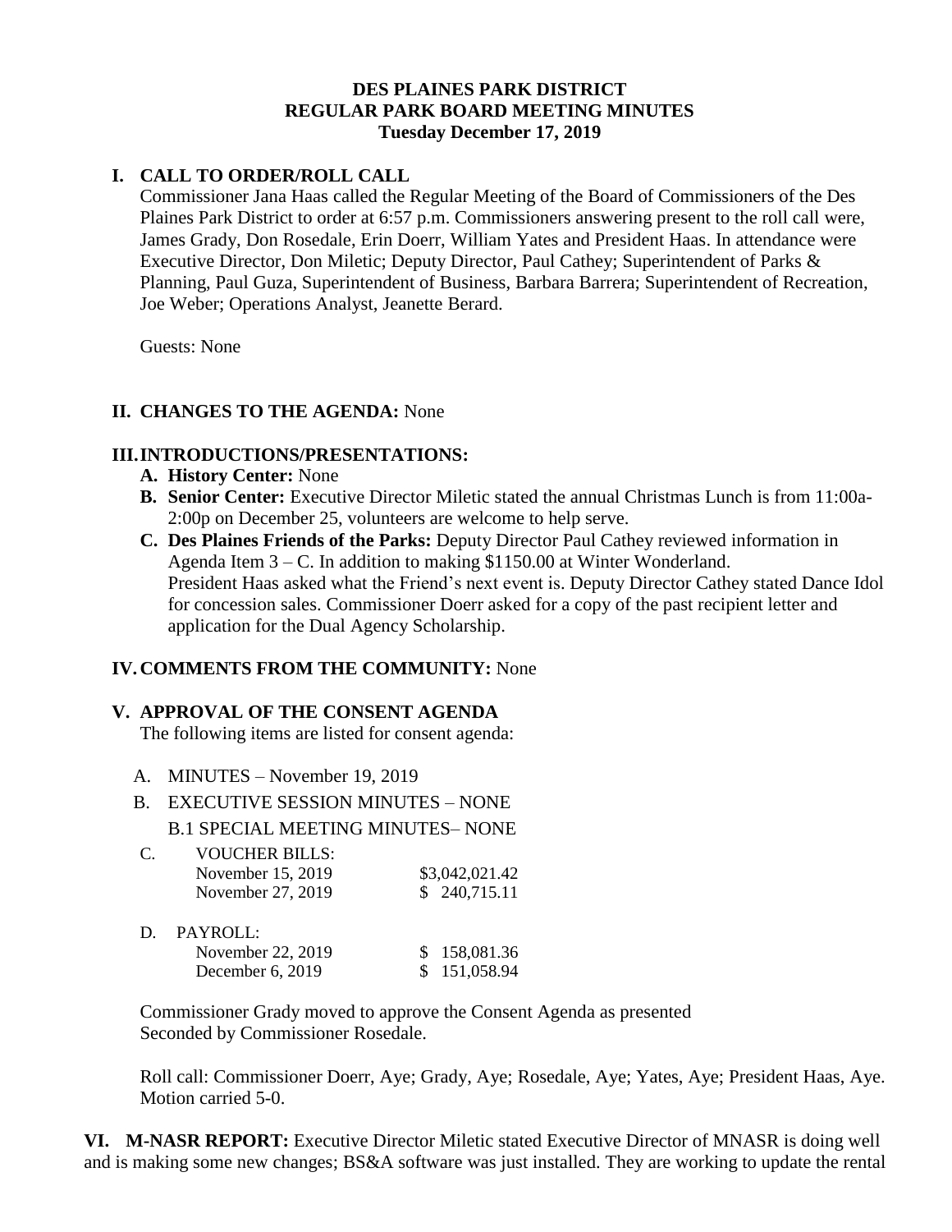# DES PLAINES PARK DISTRICT
## REGULAR PARK BOARD MEETING MINUTES
### Tuesday December 17, 2019

## I. CALL TO ORDER/ROLL CALL

Commissioner Jana Haas called the Regular Meeting of the Board of Commissioners of the Des Plaines Park District to order at 6:57 p.m. Commissioners answering present to the roll call were, James Grady, Don Rosedale, Erin Doerr, William Yates and President Haas. In attendance were Executive Director, Don Miletic; Deputy Director, Paul Cathey; Superintendent of Parks & Planning, Paul Guza, Superintendent of Business, Barbara Barrera; Superintendent of Recreation, Joe Weber; Operations Analyst, Jeanette Berard.

Guests: None

## II. CHANGES TO THE AGENDA: None

## III. INTRODUCTIONS/PRESENTATIONS:

- **A. History Center:** None
- **B. Senior Center:** Executive Director Miletic stated the annual Christmas Lunch is from 11:00a-2:00p on December 25, volunteers are welcome to help serve.
- **C. Des Plaines Friends of the Parks:** Deputy Director Paul Cathey reviewed information in Agenda Item 3 – C. In addition to making $1150.00 at Winter Wonderland.
  President Haas asked what the Friend's next event is. Deputy Director Cathey stated Dance Idol for concession sales. Commissioner Doerr asked for a copy of the past recipient letter and application for the Dual Agency Scholarship.

## IV. COMMENTS FROM THE COMMUNITY: None

## V. APPROVAL OF THE CONSENT AGENDA

The following items are listed for consent agenda:

A. MINUTES – November 19, 2019

B. EXECUTIVE SESSION MINUTES – NONE

B.1 SPECIAL MEETING MINUTES– NONE

C. VOUCHER BILLS:

| | |
|---|---|
| November 15, 2019 | $3,042,021.42 |
| November 27, 2019 | $ 240,715.11 |

D. PAYROLL:

| | |
|---|---|
| November 22, 2019 | $ 158,081.36 |
| December 6, 2019 | $ 151,058.94 |

Commissioner Grady moved to approve the Consent Agenda as presented
Seconded by Commissioner Rosedale.

Roll call: Commissioner Doerr, Aye; Grady, Aye; Rosedale, Aye; Yates, Aye; President Haas, Aye. Motion carried 5-0.

**VI. M-NASR REPORT:** Executive Director Miletic stated Executive Director of MNASR is doing well and is making some new changes; BS&A software was just installed. They are working to update the rental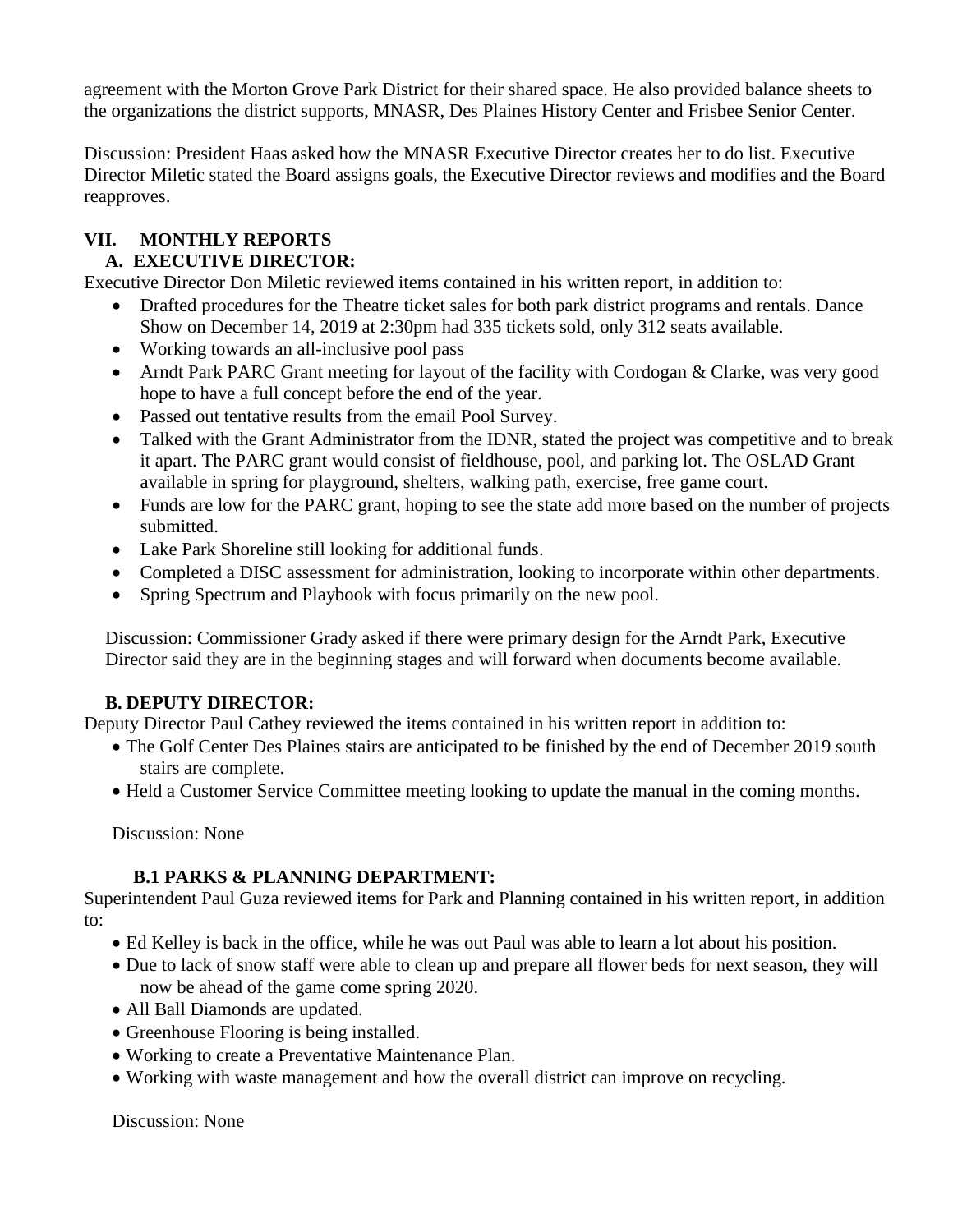agreement with the Morton Grove Park District for their shared space. He also provided balance sheets to the organizations the district supports, MNASR, Des Plaines History Center and Frisbee Senior Center.

Discussion: President Haas asked how the MNASR Executive Director creates her to do list. Executive Director Miletic stated the Board assigns goals, the Executive Director reviews and modifies and the Board reapproves.

## VII. MONTHLY REPORTS

### A. EXECUTIVE DIRECTOR:

Executive Director Don Miletic reviewed items contained in his written report, in addition to:

- Drafted procedures for the Theatre ticket sales for both park district programs and rentals. Dance Show on December 14, 2019 at 2:30pm had 335 tickets sold, only 312 seats available.
- Working towards an all-inclusive pool pass
- Arndt Park PARC Grant meeting for layout of the facility with Cordogan & Clarke, was very good hope to have a full concept before the end of the year.
- Passed out tentative results from the email Pool Survey.
- Talked with the Grant Administrator from the IDNR, stated the project was competitive and to break it apart. The PARC grant would consist of fieldhouse, pool, and parking lot. The OSLAD Grant available in spring for playground, shelters, walking path, exercise, free game court.
- Funds are low for the PARC grant, hoping to see the state add more based on the number of projects submitted.
- Lake Park Shoreline still looking for additional funds.
- Completed a DISC assessment for administration, looking to incorporate within other departments.
- Spring Spectrum and Playbook with focus primarily on the new pool.

Discussion: Commissioner Grady asked if there were primary design for the Arndt Park, Executive Director said they are in the beginning stages and will forward when documents become available.

### B. DEPUTY DIRECTOR:

Deputy Director Paul Cathey reviewed the items contained in his written report in addition to:

- The Golf Center Des Plaines stairs are anticipated to be finished by the end of December 2019 south stairs are complete.
- Held a Customer Service Committee meeting looking to update the manual in the coming months.

Discussion: None

#### B.1 PARKS & PLANNING DEPARTMENT:

Superintendent Paul Guza reviewed items for Park and Planning contained in his written report, in addition to:

- Ed Kelley is back in the office, while he was out Paul was able to learn a lot about his position.
- Due to lack of snow staff were able to clean up and prepare all flower beds for next season, they will now be ahead of the game come spring 2020.
- All Ball Diamonds are updated.
- Greenhouse Flooring is being installed.
- Working to create a Preventative Maintenance Plan.
- Working with waste management and how the overall district can improve on recycling.

Discussion: None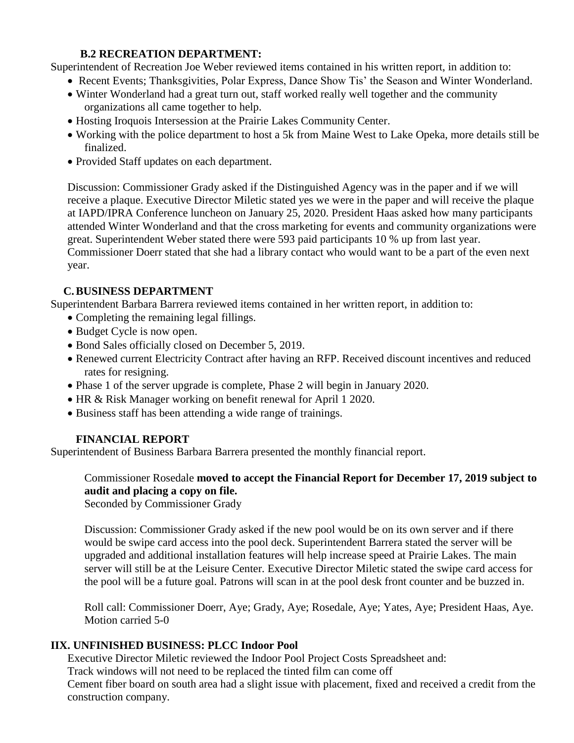### B.2 RECREATION DEPARTMENT:

Superintendent of Recreation Joe Weber reviewed items contained in his written report, in addition to:

- Recent Events; Thanksgivities, Polar Express, Dance Show Tis' the Season and Winter Wonderland.
- Winter Wonderland had a great turn out, staff worked really well together and the community organizations all came together to help.
- Hosting Iroquois Intersession at the Prairie Lakes Community Center.
- Working with the police department to host a 5k from Maine West to Lake Opeka, more details still be finalized.
- Provided Staff updates on each department.

Discussion: Commissioner Grady asked if the Distinguished Agency was in the paper and if we will receive a plaque. Executive Director Miletic stated yes we were in the paper and will receive the plaque at IAPD/IPRA Conference luncheon on January 25, 2020. President Haas asked how many participants attended Winter Wonderland and that the cross marketing for events and community organizations were great. Superintendent Weber stated there were 593 paid participants 10 % up from last year. Commissioner Doerr stated that she had a library contact who would want to be a part of the even next year.

### C. BUSINESS DEPARTMENT

Superintendent Barbara Barrera reviewed items contained in her written report, in addition to:

- Completing the remaining legal fillings.
- Budget Cycle is now open.
- Bond Sales officially closed on December 5, 2019.
- Renewed current Electricity Contract after having an RFP. Received discount incentives and reduced rates for resigning.
- Phase 1 of the server upgrade is complete, Phase 2 will begin in January 2020.
- HR & Risk Manager working on benefit renewal for April 1 2020.
- Business staff has been attending a wide range of trainings.

### FINANCIAL REPORT

Superintendent of Business Barbara Barrera presented the monthly financial report.

Commissioner Rosedale **moved to accept the Financial Report for December 17, 2019 subject to audit and placing a copy on file.**
Seconded by Commissioner Grady

Discussion: Commissioner Grady asked if the new pool would be on its own server and if there would be swipe card access into the pool deck. Superintendent Barrera stated the server will be upgraded and additional installation features will help increase speed at Prairie Lakes. The main server will still be at the Leisure Center. Executive Director Miletic stated the swipe card access for the pool will be a future goal. Patrons will scan in at the pool desk front counter and be buzzed in.

Roll call: Commissioner Doerr, Aye; Grady, Aye; Rosedale, Aye; Yates, Aye; President Haas, Aye.
Motion carried 5-0

### IIX. UNFINISHED BUSINESS: PLCC Indoor Pool

Executive Director Miletic reviewed the Indoor Pool Project Costs Spreadsheet and:
Track windows will not need to be replaced the tinted film can come off
Cement fiber board on south area had a slight issue with placement, fixed and received a credit from the construction company.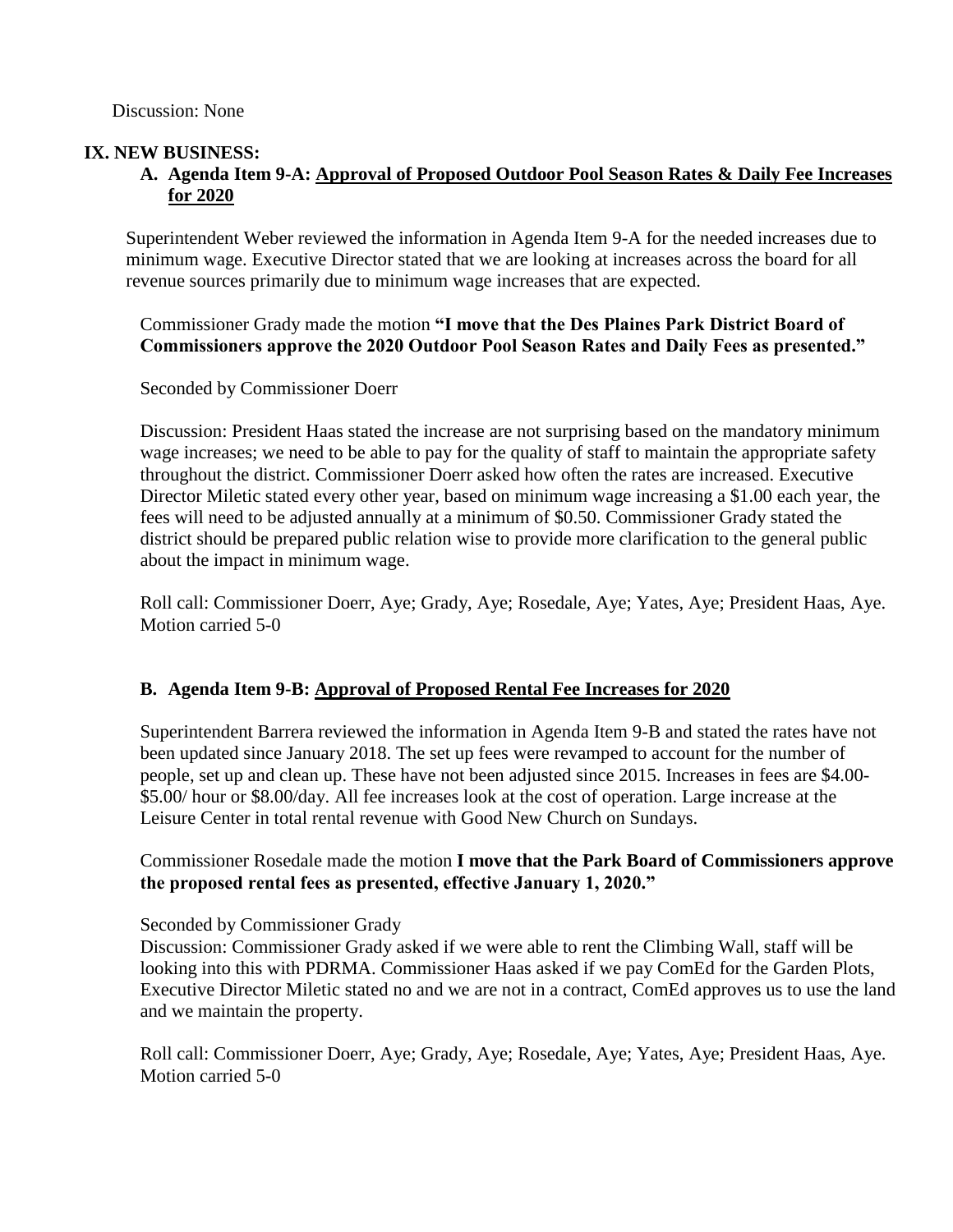Discussion: None

## IX. NEW BUSINESS:

### A. Agenda Item 9-A: Approval of Proposed Outdoor Pool Season Rates & Daily Fee Increases for 2020

Superintendent Weber reviewed the information in Agenda Item 9-A for the needed increases due to minimum wage. Executive Director stated that we are looking at increases across the board for all revenue sources primarily due to minimum wage increases that are expected.

Commissioner Grady made the motion **"I move that the Des Plaines Park District Board of Commissioners approve the 2020 Outdoor Pool Season Rates and Daily Fees as presented."**

Seconded by Commissioner Doerr

Discussion: President Haas stated the increase are not surprising based on the mandatory minimum wage increases; we need to be able to pay for the quality of staff to maintain the appropriate safety throughout the district. Commissioner Doerr asked how often the rates are increased. Executive Director Miletic stated every other year, based on minimum wage increasing a $1.00 each year, the fees will need to be adjusted annually at a minimum of $0.50. Commissioner Grady stated the district should be prepared public relation wise to provide more clarification to the general public about the impact in minimum wage.

Roll call: Commissioner Doerr, Aye; Grady, Aye; Rosedale, Aye; Yates, Aye; President Haas, Aye. Motion carried 5-0

### B. Agenda Item 9-B: Approval of Proposed Rental Fee Increases for 2020

Superintendent Barrera reviewed the information in Agenda Item 9-B and stated the rates have not been updated since January 2018. The set up fees were revamped to account for the number of people, set up and clean up. These have not been adjusted since 2015. Increases in fees are $4.00-$5.00/ hour or $8.00/day. All fee increases look at the cost of operation. Large increase at the Leisure Center in total rental revenue with Good New Church on Sundays.

Commissioner Rosedale made the motion **I move that the Park Board of Commissioners approve the proposed rental fees as presented, effective January 1, 2020."**

Seconded by Commissioner Grady

Discussion: Commissioner Grady asked if we were able to rent the Climbing Wall, staff will be looking into this with PDRMA. Commissioner Haas asked if we pay ComEd for the Garden Plots, Executive Director Miletic stated no and we are not in a contract, ComEd approves us to use the land and we maintain the property.

Roll call: Commissioner Doerr, Aye; Grady, Aye; Rosedale, Aye; Yates, Aye; President Haas, Aye. Motion carried 5-0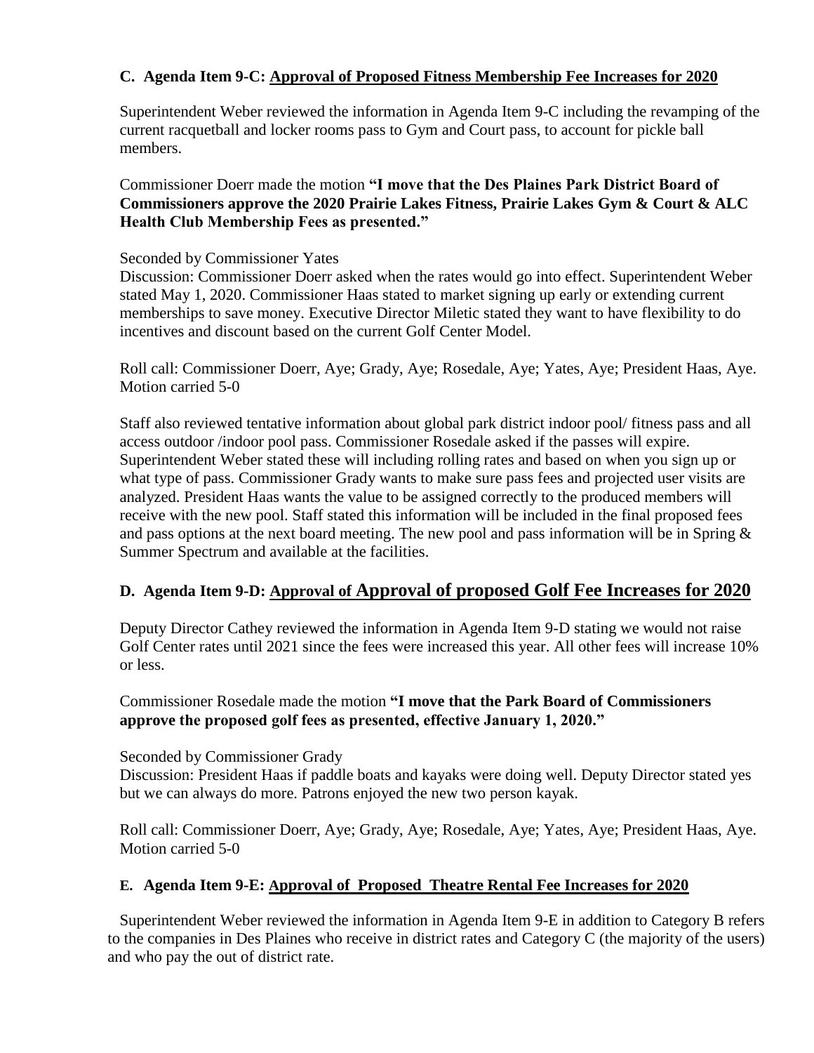### C. Agenda Item 9-C: Approval of Proposed Fitness Membership Fee Increases for 2020

Superintendent Weber reviewed the information in Agenda Item 9-C including the revamping of the current racquetball and locker rooms pass to Gym and Court pass, to account for pickle ball members.

Commissioner Doerr made the motion **"I move that the Des Plaines Park District Board of Commissioners approve the 2020 Prairie Lakes Fitness, Prairie Lakes Gym & Court & ALC Health Club Membership Fees as presented."**

Seconded by Commissioner Yates

Discussion: Commissioner Doerr asked when the rates would go into effect. Superintendent Weber stated May 1, 2020. Commissioner Haas stated to market signing up early or extending current memberships to save money. Executive Director Miletic stated they want to have flexibility to do incentives and discount based on the current Golf Center Model.

Roll call: Commissioner Doerr, Aye; Grady, Aye; Rosedale, Aye; Yates, Aye; President Haas, Aye. Motion carried 5-0

Staff also reviewed tentative information about global park district indoor pool/ fitness pass and all access outdoor /indoor pool pass. Commissioner Rosedale asked if the passes will expire. Superintendent Weber stated these will including rolling rates and based on when you sign up or what type of pass. Commissioner Grady wants to make sure pass fees and projected user visits are analyzed. President Haas wants the value to be assigned correctly to the produced members will receive with the new pool. Staff stated this information will be included in the final proposed fees and pass options at the next board meeting. The new pool and pass information will be in Spring & Summer Spectrum and available at the facilities.

### D. Agenda Item 9-D: Approval of Approval of proposed Golf Fee Increases for 2020

Deputy Director Cathey reviewed the information in Agenda Item 9-D stating we would not raise Golf Center rates until 2021 since the fees were increased this year. All other fees will increase 10% or less.

Commissioner Rosedale made the motion **"I move that the Park Board of Commissioners approve the proposed golf fees as presented, effective January 1, 2020."**

Seconded by Commissioner Grady

Discussion: President Haas if paddle boats and kayaks were doing well. Deputy Director stated yes but we can always do more. Patrons enjoyed the new two person kayak.

Roll call: Commissioner Doerr, Aye; Grady, Aye; Rosedale, Aye; Yates, Aye; President Haas, Aye. Motion carried 5-0

### E. Agenda Item 9-E: Approval of Proposed Theatre Rental Fee Increases for 2020

Superintendent Weber reviewed the information in Agenda Item 9-E in addition to Category B refers to the companies in Des Plaines who receive in district rates and Category C (the majority of the users) and who pay the out of district rate.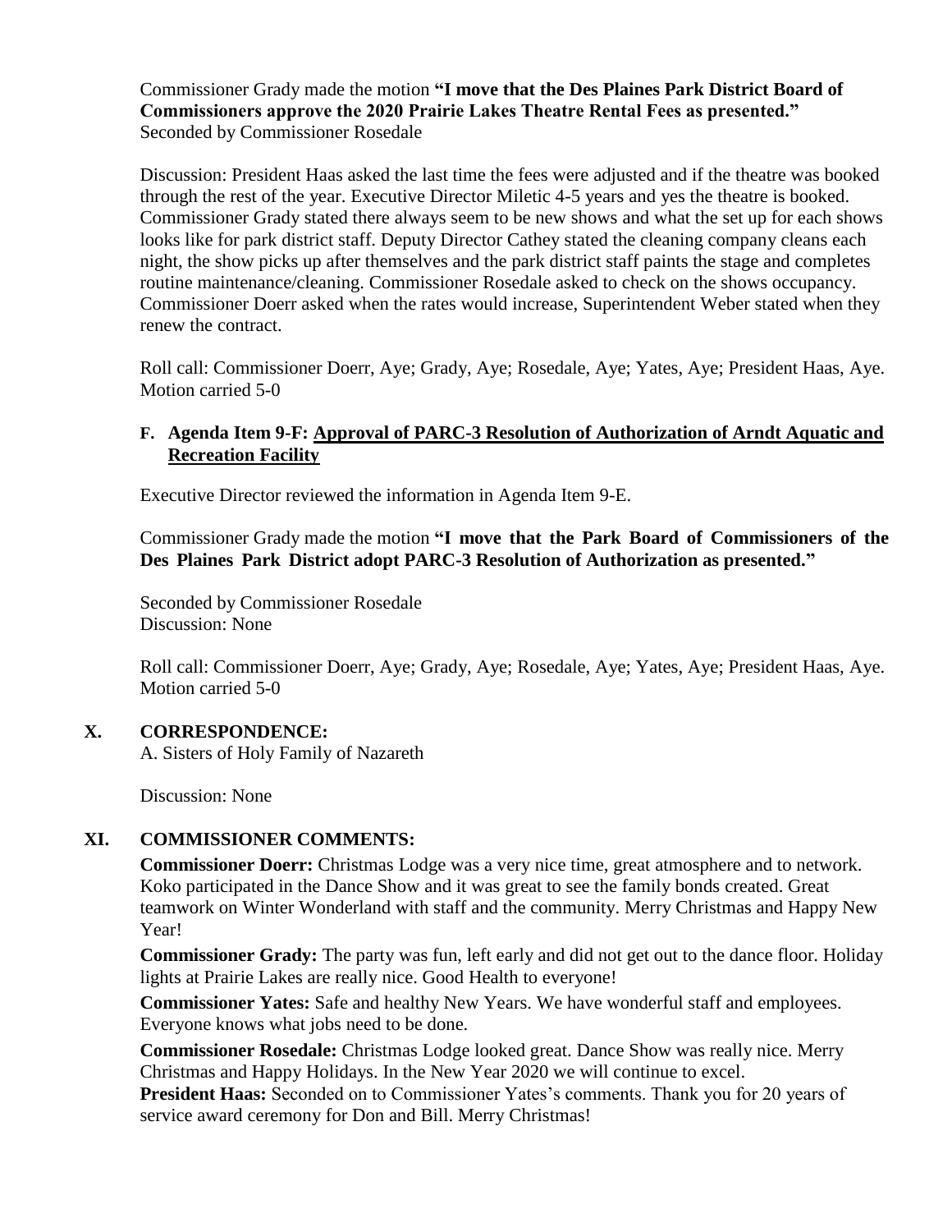Commissioner Grady made the motion **"I move that the Des Plaines Park District Board of Commissioners approve the 2020 Prairie Lakes Theatre Rental Fees as presented."** Seconded by Commissioner Rosedale

Discussion: President Haas asked the last time the fees were adjusted and if the theatre was booked through the rest of the year. Executive Director Miletic 4-5 years and yes the theatre is booked. Commissioner Grady stated there always seem to be new shows and what the set up for each shows looks like for park district staff. Deputy Director Cathey stated the cleaning company cleans each night, the show picks up after themselves and the park district staff paints the stage and completes routine maintenance/cleaning. Commissioner Rosedale asked to check on the shows occupancy. Commissioner Doerr asked when the rates would increase, Superintendent Weber stated when they renew the contract.

Roll call: Commissioner Doerr, Aye; Grady, Aye; Rosedale, Aye; Yates, Aye; President Haas, Aye. Motion carried 5-0

### F. Agenda Item 9-F: Approval of PARC-3 Resolution of Authorization of Arndt Aquatic and Recreation Facility

Executive Director reviewed the information in Agenda Item 9-E.

Commissioner Grady made the motion **"I move that the Park Board of Commissioners of the Des Plaines Park District adopt PARC-3 Resolution of Authorization as presented."**

Seconded by Commissioner Rosedale
Discussion: None

Roll call: Commissioner Doerr, Aye; Grady, Aye; Rosedale, Aye; Yates, Aye; President Haas, Aye. Motion carried 5-0

## X. CORRESPONDENCE:

A. Sisters of Holy Family of Nazareth

Discussion: None

## XI. COMMISSIONER COMMENTS:

**Commissioner Doerr:** Christmas Lodge was a very nice time, great atmosphere and to network. Koko participated in the Dance Show and it was great to see the family bonds created. Great teamwork on Winter Wonderland with staff and the community. Merry Christmas and Happy New Year!

**Commissioner Grady:** The party was fun, left early and did not get out to the dance floor. Holiday lights at Prairie Lakes are really nice. Good Health to everyone!

**Commissioner Yates:** Safe and healthy New Years. We have wonderful staff and employees. Everyone knows what jobs need to be done.

**Commissioner Rosedale:** Christmas Lodge looked great. Dance Show was really nice. Merry Christmas and Happy Holidays. In the New Year 2020 we will continue to excel.

**President Haas:** Seconded on to Commissioner Yates's comments. Thank you for 20 years of service award ceremony for Don and Bill. Merry Christmas!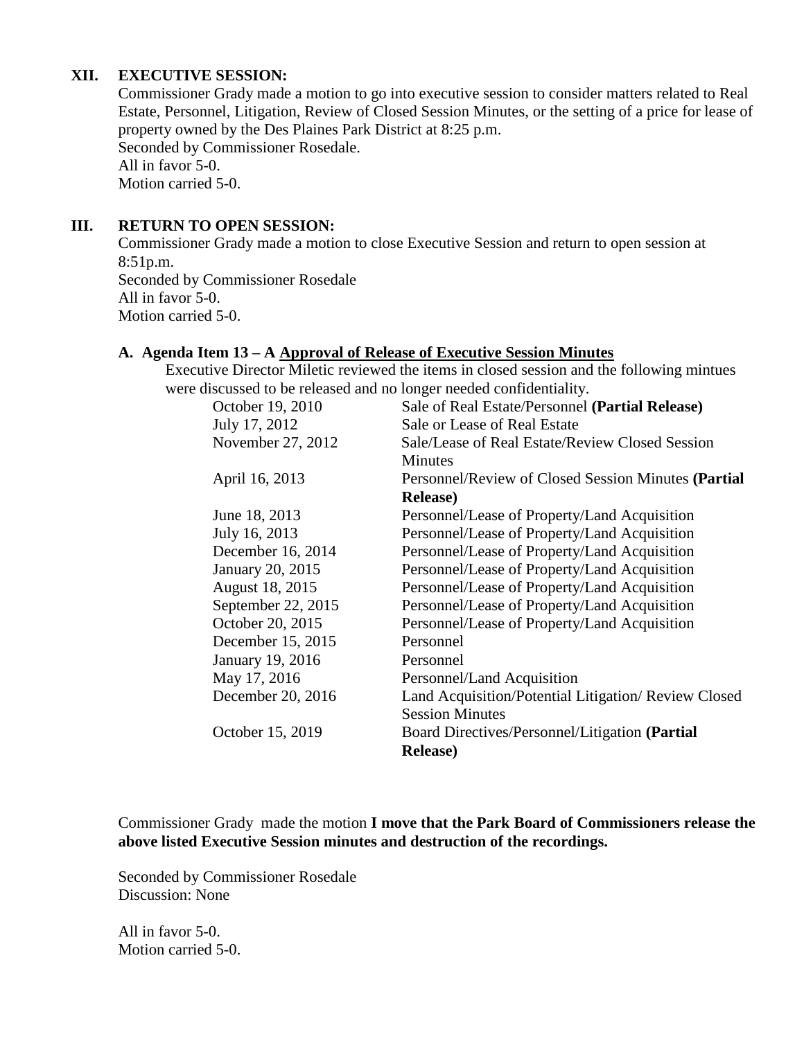## XII. EXECUTIVE SESSION:

Commissioner Grady made a motion to go into executive session to consider matters related to Real Estate, Personnel, Litigation, Review of Closed Session Minutes, or the setting of a price for lease of property owned by the Des Plaines Park District at 8:25 p.m.
Seconded by Commissioner Rosedale.
All in favor 5-0.
Motion carried 5-0.

## III. RETURN TO OPEN SESSION:

Commissioner Grady made a motion to close Executive Session and return to open session at 8:51p.m.
Seconded by Commissioner Rosedale
All in favor 5-0.
Motion carried 5-0.

### A. Agenda Item 13 – A Approval of Release of Executive Session Minutes

Executive Director Miletic reviewed the items in closed session and the following mintues were discussed to be released and no longer needed confidentiality.

| | |
|---|---|
| October 19, 2010 | Sale of Real Estate/Personnel **(Partial Release)** |
| July 17, 2012 | Sale or Lease of Real Estate |
| November 27, 2012 | Sale/Lease of Real Estate/Review Closed Session Minutes |
| April 16, 2013 | Personnel/Review of Closed Session Minutes **(Partial Release)** |
| June 18, 2013 | Personnel/Lease of Property/Land Acquisition |
| July 16, 2013 | Personnel/Lease of Property/Land Acquisition |
| December 16, 2014 | Personnel/Lease of Property/Land Acquisition |
| January 20, 2015 | Personnel/Lease of Property/Land Acquisition |
| August 18, 2015 | Personnel/Lease of Property/Land Acquisition |
| September 22, 2015 | Personnel/Lease of Property/Land Acquisition |
| October 20, 2015 | Personnel/Lease of Property/Land Acquisition |
| December 15, 2015 | Personnel |
| January 19, 2016 | Personnel |
| May 17, 2016 | Personnel/Land Acquisition |
| December 20, 2016 | Land Acquisition/Potential Litigation/ Review Closed Session Minutes |
| October 15, 2019 | Board Directives/Personnel/Litigation **(Partial Release)** |

Commissioner Grady made the motion **I move that the Park Board of Commissioners release the above listed Executive Session minutes and destruction of the recordings.**

Seconded by Commissioner Rosedale
Discussion: None

All in favor 5-0.
Motion carried 5-0.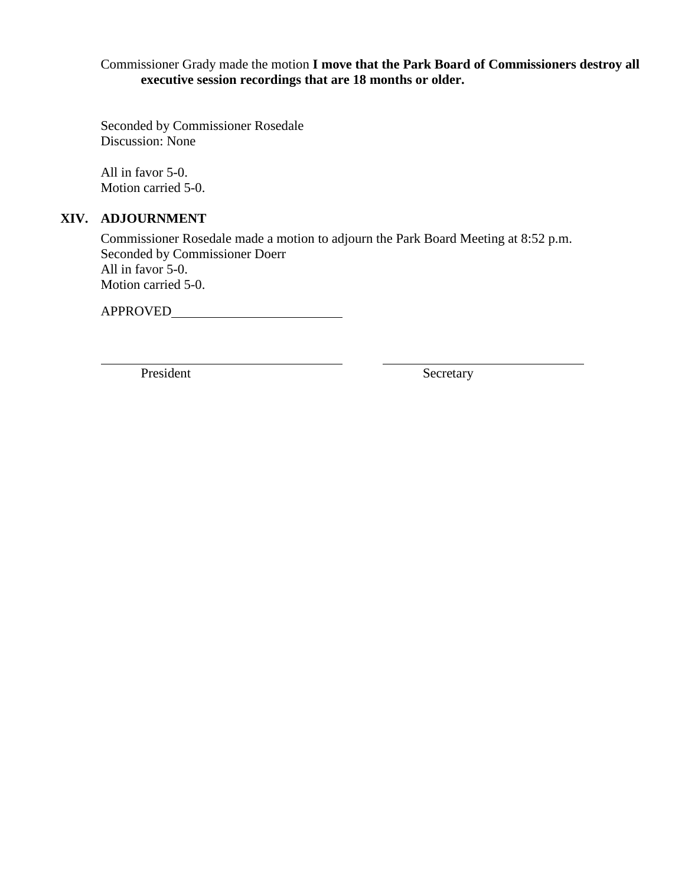Commissioner Grady made the motion **I move that the Park Board of Commissioners destroy all executive session recordings that are 18 months or older.**

Seconded by Commissioner Rosedale
Discussion: None

All in favor 5-0.
Motion carried 5-0.

## XIV. ADJOURNMENT

Commissioner Rosedale made a motion to adjourn the Park Board Meeting at 8:52 p.m.
Seconded by Commissioner Doerr
All in favor 5-0.
Motion carried 5-0.

APPROVED__________________________

_______________________________ _______________________________
President Secretary